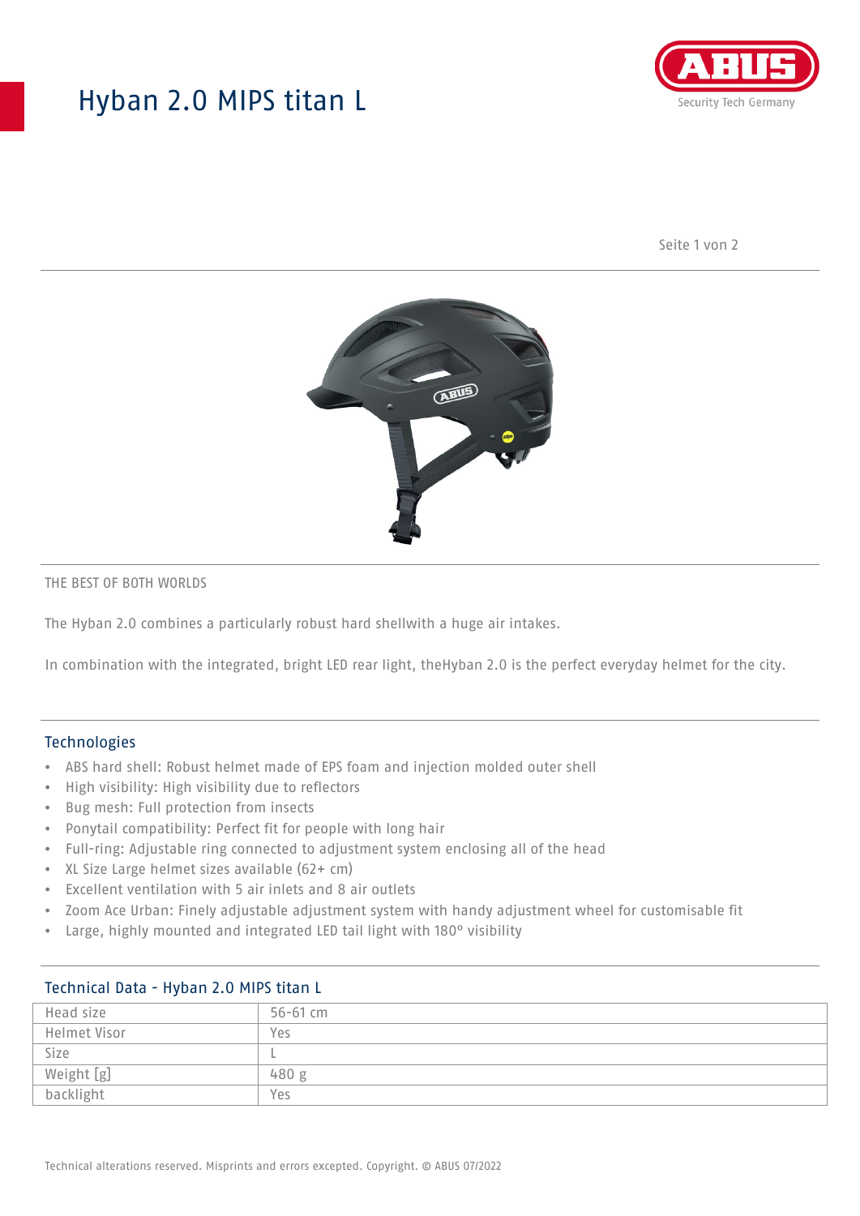# Hyban 2.0 MIPS titan L

THE BEST OF BOTH WORLDS

The Hyban 2.0 combines a particularly robust hard shellwith a huge air intakes.

In combination with the integrated, bright LED rear light, theHyban 2.0 is the perfect everyday helmet for the city.

## Technologies

- ABS hard shell: Robust helmet made of EPS foam and injection molded outer shell
- High visibility: High visibility due to reflectors
- Bug mesh: Full protection from insects
- Ponytail compatibility: Perfect fit for people with long hair
- Full-ring: Adjustable ring connected to adjustment system enclosing all of the head
- XL Size Large helmet sizes available (62+ cm)
- Excellent ventilation with 5 air inlets and 8 air outlets
- Zoom Ace Urban: Finely adjustable adjustment system with handy adjustment wheel for customisable fit
- Large, highly mounted and integrated LED tail light with 180° visibility

## Technical Data - Hyban 2.0 MIPS titan L

| Head size | 56-61 cm |
|---|---|
| Helmet Visor | Yes |
| Size | L |
| Weight [g] | 480 g |
| backlight | Yes |

Technical alterations reserved. Misprints and errors excepted. Copyright. © ABUS 07/2022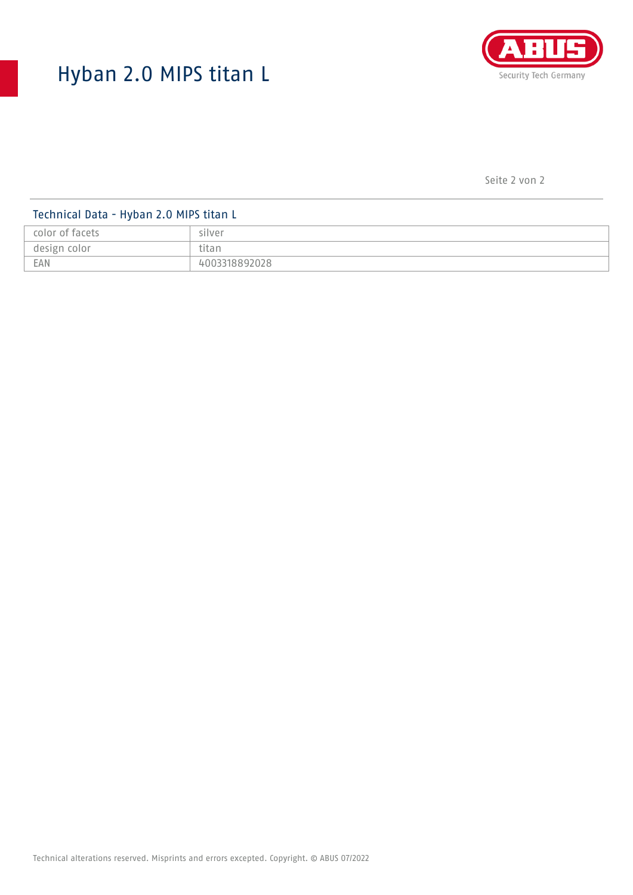# Hyban 2.0 MIPS titan L

## Technical Data - Hyban 2.0 MIPS titan L

| | |
|---|---|
| color of facets | silver |
| design color | titan |
| EAN | 4003318892028 |

Technical alterations reserved. Misprints and errors excepted. Copyright. © ABUS 07/2022